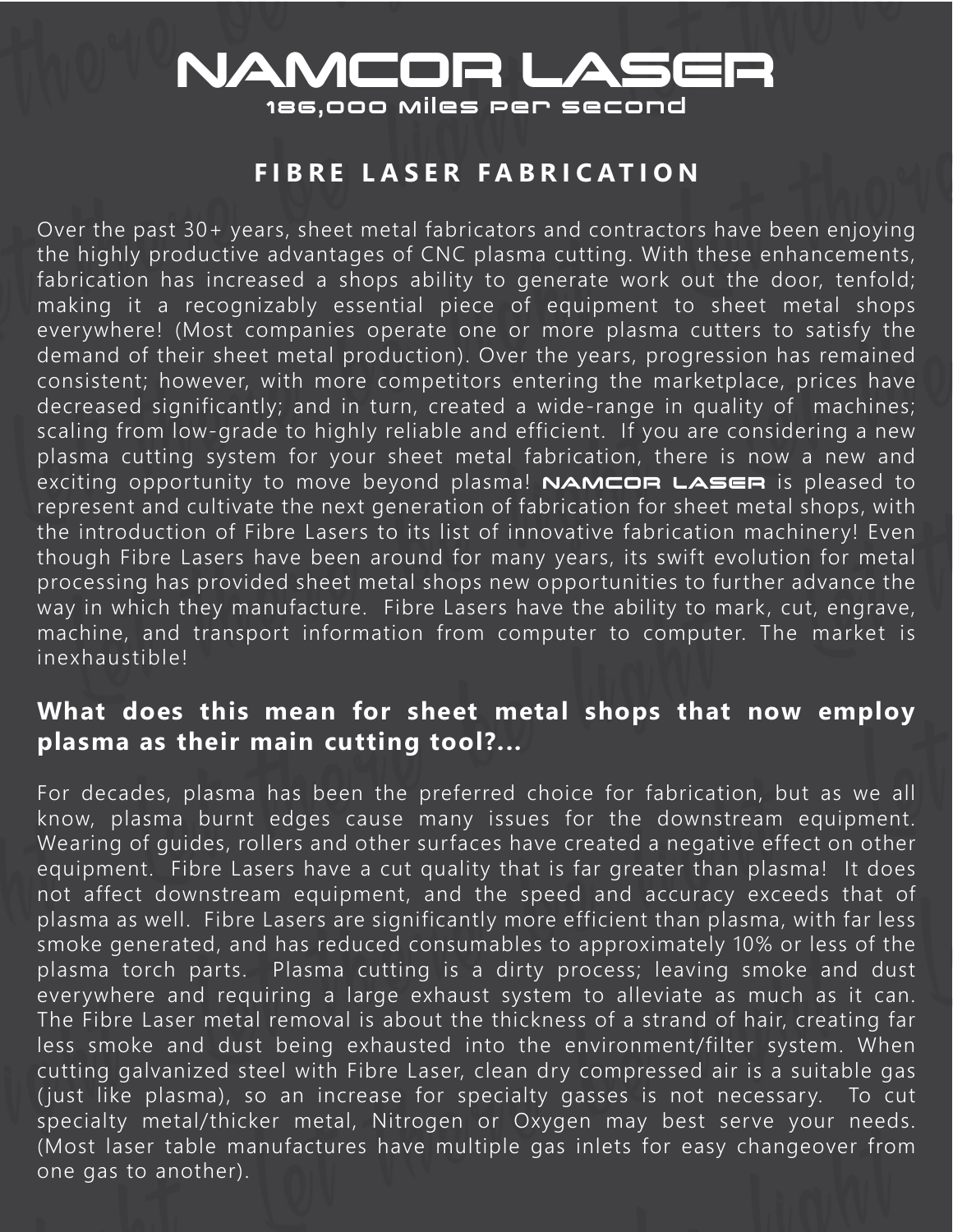# NAMCOR LASER

186,000 Miles per second

## FIBRE LASER FABRICATION

Over the past 30+ years, sheet metal fabricators and contractors have been enjoying the highly productive advantages of CNC plasma cutting. With these enhancements, fabrication has increased a shops ability to generate work out the door, tenfold; making it a recognizably essential piece of equipment to sheet metal shops everywhere! (Most companies operate one or more plasma cutters to satisfy the demand of their sheet metal production). Over the years, progression has remained consistent; however, with more competitors entering the marketplace, prices have decreased significantly; and in turn, created a wide-range in quality of machines; scaling from low-grade to highly reliable and efficient. If you are considering a new plasma cutting system for your sheet metal fabrication, there is now a new and exciting opportunity to move beyond plasma! **NAMCOR LASER** is pleased to represent and cultivate the next generation of fabrication for sheet metal shops, with the introduction of Fibre Lasers to its list of innovative fabrication machinery! Even though Fibre Lasers have been around for many years, its swift evolution for metal processing has provided sheet metal shops new opportunities to further advance the way in which they manufacture. Fibre Lasers have the ability to mark, cut, engrave, machine, and transport information from computer to computer. The market is inexhaustible!

### What does this mean for sheet metal shops that now employ plasma as their main cutting tool?...

For decades, plasma has been the preferred choice for fabrication, but as we all know, plasma burnt edges cause many issues for the downstream equipment. Wearing of guides, rollers and other surfaces have created a negative effect on other equipment. Fibre Lasers have a cut quality that is far greater than plasma! It does not affect downstream equipment, and the speed and accuracy exceeds that of plasma as well. Fibre Lasers are significantly more efficient than plasma, with far less smoke generated, and has reduced consumables to approximately 10% or less of the plasma torch parts. Plasma cutting is a dirty process; leaving smoke and dust everywhere and requiring a large exhaust system to alleviate as much as it can. The Fibre Laser metal removal is about the thickness of a strand of hair, creating far less smoke and dust being exhausted into the environment/filter system. When cutting galvanized steel with Fibre Laser, clean dry compressed air is a suitable gas (just like plasma), so an increase for specialty gasses is not necessary. To cut specialty metal/thicker metal, Nitrogen or Oxygen may best serve your needs. (Most laser table manufactures have multiple gas inlets for easy changeover from one gas to another).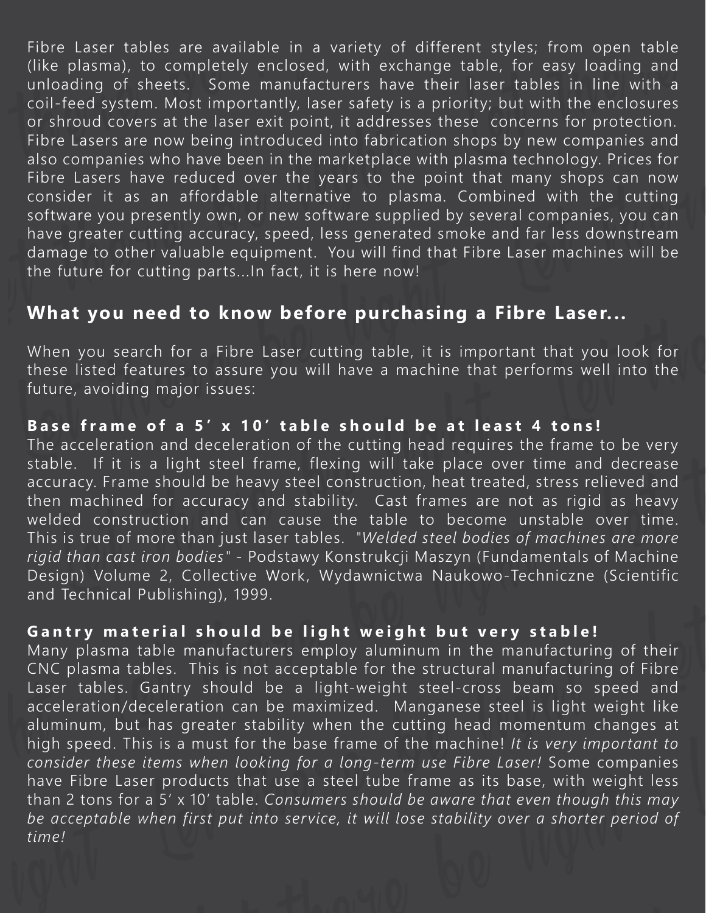Fibre Laser tables are available in a variety of different styles; from open table (like plasma), to completely enclosed, with exchange table, for easy loading and unloading of sheets. Some manufacturers have their laser tables in line with a coil-feed system. Most importantly, laser safety is a priority; but with the enclosures or shroud covers at the laser exit point, it addresses these concerns for protection. Fibre Lasers are now being introduced into fabrication shops by new companies and also companies who have been in the marketplace with plasma technology. Prices for Fibre Lasers have reduced over the years to the point that many shops can now consider it as an affordable alternative to plasma. Combined with the cutting software you presently own, or new software supplied by several companies, you can have greater cutting accuracy, speed, less generated smoke and far less downstream damage to other valuable equipment. You will find that Fibre Laser machines will be the future for cutting parts...In fact, it is here now!

## What you need to know before purchasing a Fibre Laser...

When you search for a Fibre Laser cutting table, it is important that you look for these listed features to assure you will have a machine that performs well into the future, avoiding major issues:

**Base frame of a 5' x 10' table should be at least 4 tons!**
The acceleration and deceleration of the cutting head requires the frame to be very stable. If it is a light steel frame, flexing will take place over time and decrease accuracy. Frame should be heavy steel construction, heat treated, stress relieved and then machined for accuracy and stability. Cast frames are not as rigid as heavy welded construction and can cause the table to become unstable over time. This is true of more than just laser tables. "*Welded steel bodies of machines are more rigid than cast iron bodies*" - Podstawy Konstrukcji Maszyn (Fundamentals of Machine Design) Volume 2, Collective Work, Wydawnictwa Naukowo-Techniczne (Scientific and Technical Publishing), 1999.

**Gantry material should be light weight but very stable!**
Many plasma table manufacturers employ aluminum in the manufacturing of their CNC plasma tables. This is not acceptable for the structural manufacturing of Fibre Laser tables. Gantry should be a light-weight steel-cross beam so speed and acceleration/deceleration can be maximized. Manganese steel is light weight like aluminum, but has greater stability when the cutting head momentum changes at high speed. This is a must for the base frame of the machine! *It is very important to consider these items when looking for a long-term use Fibre Laser!* Some companies have Fibre Laser products that use a steel tube frame as its base, with weight less than 2 tons for a 5' x 10' table. *Consumers should be aware that even though this may be acceptable when first put into service, it will lose stability over a shorter period of time!*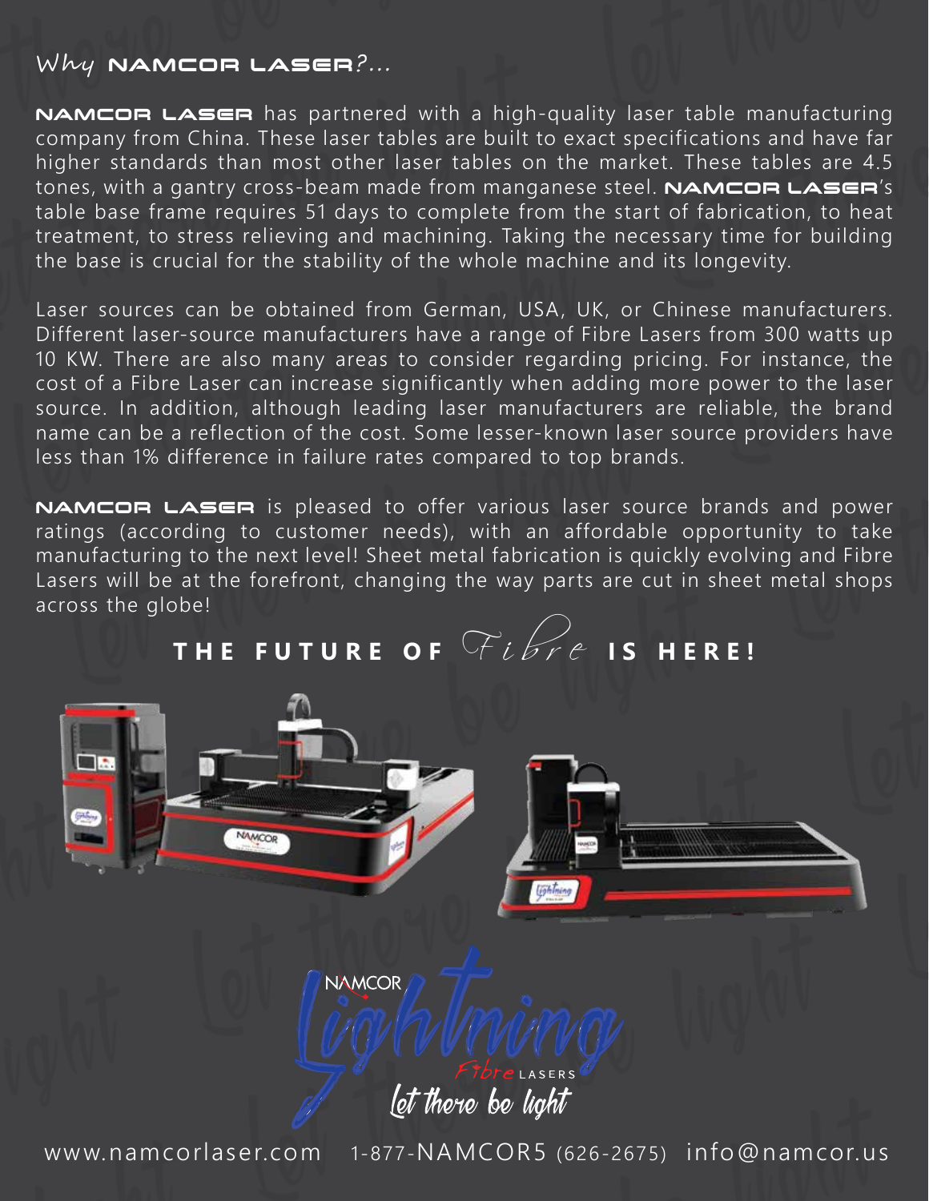## Why **NAMCOR LASER**?...

**NAMCOR LASER** has partnered with a high-quality laser table manufacturing company from China. These laser tables are built to exact specifications and have far higher standards than most other laser tables on the market. These tables are 4.5 tones, with a gantry cross-beam made from manganese steel. **NAMCOR LASER**'s table base frame requires 51 days to complete from the start of fabrication, to heat treatment, to stress relieving and machining. Taking the necessary time for building the base is crucial for the stability of the whole machine and its longevity.

Laser sources can be obtained from German, USA, UK, or Chinese manufacturers. Different laser-source manufacturers have a range of Fibre Lasers from 300 watts up 10 KW. There are also many areas to consider regarding pricing. For instance, the cost of a Fibre Laser can increase significantly when adding more power to the laser source. In addition, although leading laser manufacturers are reliable, the brand name can be a reflection of the cost. Some lesser-known laser source providers have less than 1% difference in failure rates compared to top brands.

**NAMCOR LASER** is pleased to offer various laser source brands and power ratings (according to customer needs), with an affordable opportunity to take manufacturing to the next level! Sheet metal fabrication is quickly evolving and Fibre Lasers will be at the forefront, changing the way parts are cut in sheet metal shops across the globe!

## THE FUTURE OF *Fibre* IS HERE!

NAMCOR Lightning Fibre LASERS

*Let there be light*

www.namcorlaser.com 1-877-NAMCOR5 (626-2675) info@namcor.us